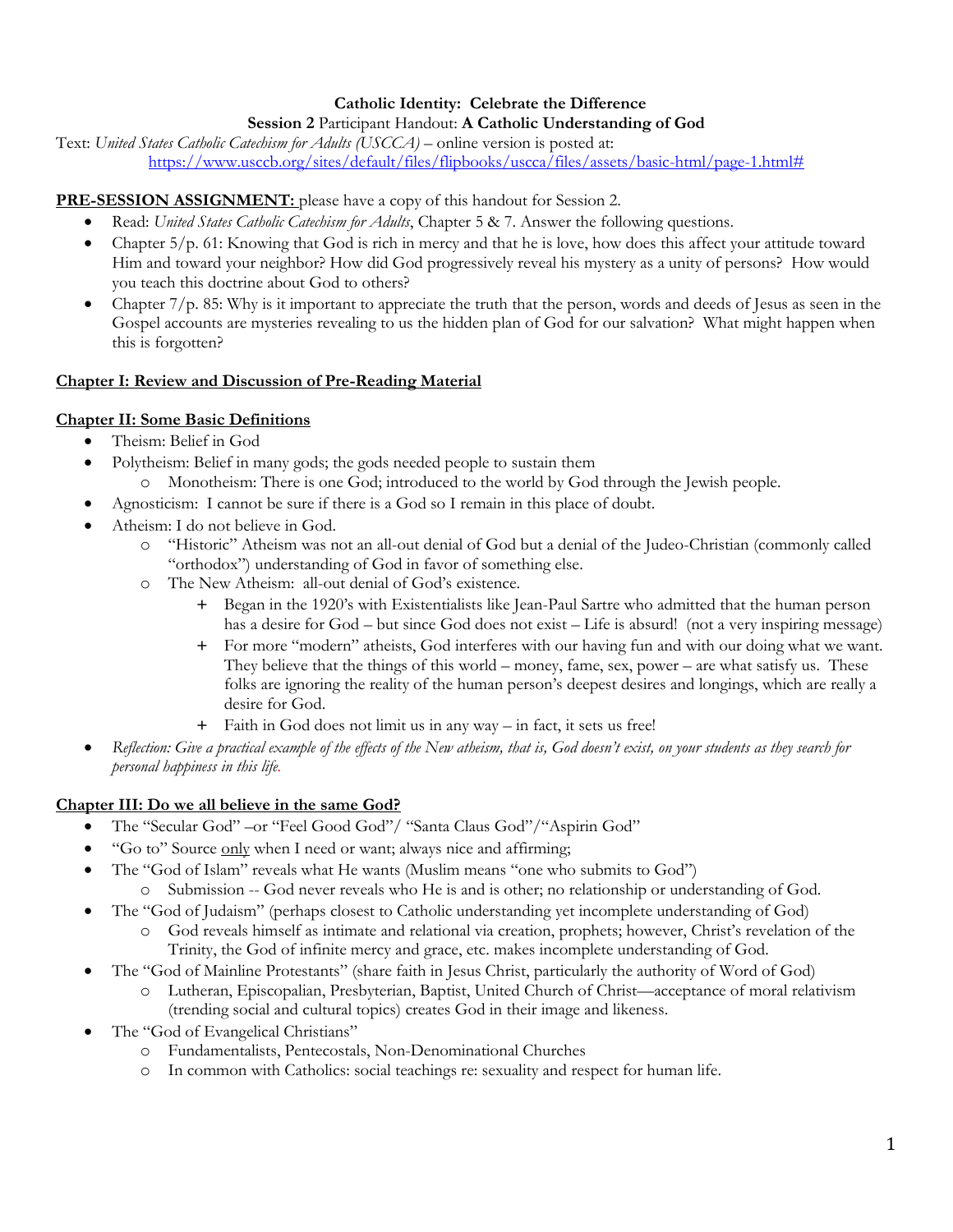**Catholic Identity: Celebrate the Difference**

**Session 2** Participant Handout: **A Catholic Understanding of God**

Text: *United States Catholic Catechism for Adults (USCCA)* – online version is posted at: https://www.usccb.org/sites/default/files/flipbooks/uscca/files/assets/basic-html/page-1.html#

**PRE-SESSION ASSIGNMENT:** please have a copy of this handout for Session 2.

- Read: *United States Catholic Catechism for Adults*, Chapter 5 & 7. Answer the following questions.
- Chapter 5/p. 61: Knowing that God is rich in mercy and that he is love, how does this affect your attitude toward Him and toward your neighbor? How did God progressively reveal his mystery as a unity of persons? How would you teach this doctrine about God to others?
- Chapter 7/p. 85: Why is it important to appreciate the truth that the person, words and deeds of Jesus as seen in the Gospel accounts are mysteries revealing to us the hidden plan of God for our salvation? What might happen when this is forgotten?

**Chapter I: Review and Discussion of Pre-Reading Material**

**Chapter II: Some Basic Definitions**

- Theism: Belief in God
- Polytheism: Belief in many gods; the gods needed people to sustain them
  - Monotheism: There is one God; introduced to the world by God through the Jewish people.
- Agnosticism: I cannot be sure if there is a God so I remain in this place of doubt.
- Atheism: I do not believe in God.
  - "Historic" Atheism was not an all-out denial of God but a denial of the Judeo-Christian (commonly called "orthodox") understanding of God in favor of something else.
  - The New Atheism: all-out denial of God's existence.
    - Began in the 1920's with Existentialists like Jean-Paul Sartre who admitted that the human person has a desire for God – but since God does not exist – Life is absurd! (not a very inspiring message)
    - For more "modern" atheists, God interferes with our having fun and with our doing what we want. They believe that the things of this world – money, fame, sex, power – are what satisfy us. These folks are ignoring the reality of the human person's deepest desires and longings, which are really a desire for God.
    - Faith in God does not limit us in any way – in fact, it sets us free!
- *Reflection: Give a practical example of the effects of the New atheism, that is, God doesn't exist, on your students as they search for personal happiness in this life.*

**Chapter III: Do we all believe in the same God?**

- The "Secular God" –or "Feel Good God"/ "Santa Claus God"/"Aspirin God"
- "Go to" Source only when I need or want; always nice and affirming;
- The "God of Islam" reveals what He wants (Muslim means "one who submits to God")
  - Submission -- God never reveals who He is and is other; no relationship or understanding of God.
- The "God of Judaism" (perhaps closest to Catholic understanding yet incomplete understanding of God)
  - God reveals himself as intimate and relational via creation, prophets; however, Christ's revelation of the Trinity, the God of infinite mercy and grace, etc. makes incomplete understanding of God.
- The "God of Mainline Protestants" (share faith in Jesus Christ, particularly the authority of Word of God)
  - Lutheran, Episcopalian, Presbyterian, Baptist, United Church of Christ—acceptance of moral relativism (trending social and cultural topics) creates God in their image and likeness.
- The "God of Evangelical Christians"
  - Fundamentalists, Pentecostals, Non-Denominational Churches
  - In common with Catholics: social teachings re: sexuality and respect for human life.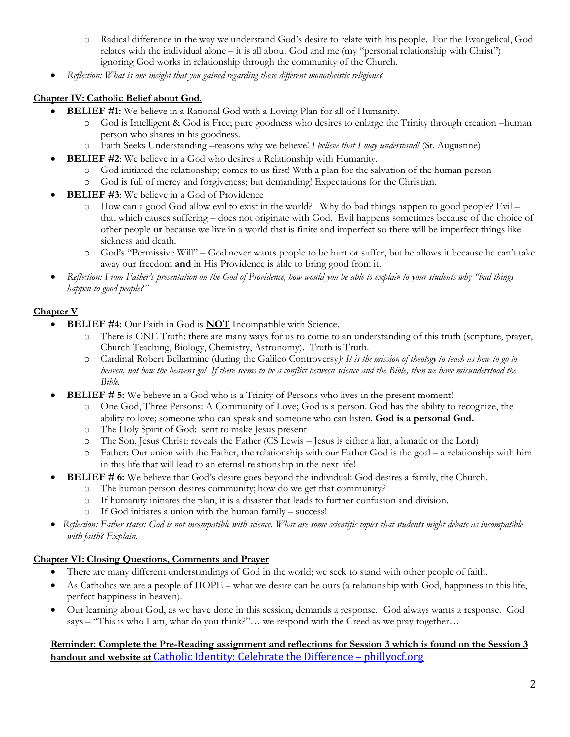- Radical difference in the way we understand God's desire to relate with his people. For the Evangelical, God relates with the individual alone – it is all about God and me (my "personal relationship with Christ") ignoring God works in relationship through the community of the Church.
- *Reflection: What is one insight that you gained regarding these different monotheistic religions?*

**Chapter IV: Catholic Belief about God.**

- **BELIEF #1:** We believe in a Rational God with a Loving Plan for all of Humanity.
   - God is Intelligent & God is Free; pure goodness who desires to enlarge the Trinity through creation –human person who shares in his goodness.
   - Faith Seeks Understanding –reasons why we believe! *I believe that I may understand!* (St. Augustine)
- **BELIEF #2**: We believe in a God who desires a Relationship with Humanity.
   - God initiated the relationship; comes to us first! With a plan for the salvation of the human person
   - God is full of mercy and forgiveness; but demanding! Expectations for the Christian.
- **BELIEF #3**: We believe in a God of Providence
   - How can a good God allow evil to exist in the world? Why do bad things happen to good people? Evil – that which causes suffering – does not originate with God. Evil happens sometimes because of the choice of other people **or** because we live in a world that is finite and imperfect so there will be imperfect things like sickness and death.
   - God's "Permissive Will" – God never wants people to be hurt or suffer, but he allows it because he can't take away our freedom **and** in His Providence is able to bring good from it.
- *Reflection: From Father's presentation on the God of Providence, how would you be able to explain to your students why "bad things happen to good people?"*

**Chapter V**

- **BELIEF #4**: Our Faith in God is **NOT** Incompatible with Science.
   - There is ONE Truth: there are many ways for us to come to an understanding of this truth (scripture, prayer, Church Teaching, Biology, Chemistry, Astronomy). Truth is Truth.
   - Cardinal Robert Bellarmine (during the Galileo Controversy*): It is the mission of theology to teach us how to go to heaven, not how the heavens go! If there seems to be a conflict between science and the Bible, then we have misunderstood the Bible.*
- **BELIEF # 5:** We believe in a God who is a Trinity of Persons who lives in the present moment!
   - One God, Three Persons: A Community of Love; God is a person. God has the ability to recognize, the ability to love; someone who can speak and someone who can listen. **God is a personal God.**
   - The Holy Spirit of God: sent to make Jesus present
   - The Son, Jesus Christ: reveals the Father (CS Lewis – Jesus is either a liar, a lunatic or the Lord)
   - Father: Our union with the Father, the relationship with our Father God is the goal – a relationship with him in this life that will lead to an eternal relationship in the next life!
- **BELIEF # 6:** We believe that God's desire goes beyond the individual: God desires a family, the Church.
   - The human person desires community; how do we get that community?
   - If humanity initiates the plan, it is a disaster that leads to further confusion and division.
   - If God initiates a union with the human family – success!
- *Reflection: Father states: God is not incompatible with science. What are some scientific topics that students might debate as incompatible with faith? Explain.*

**Chapter VI: Closing Questions, Comments and Prayer**

- There are many different understandings of God in the world; we seek to stand with other people of faith.
- As Catholics we are a people of HOPE – what we desire can be ours (a relationship with God, happiness in this life, perfect happiness in heaven).
- Our learning about God, as we have done in this session, demands a response. God always wants a response. God says – "This is who I am, what do you think?"… we respond with the Creed as we pray together…

**Reminder: Complete the Pre-Reading assignment and reflections for Session 3 which is found on the Session 3 handout and website at** Catholic Identity: Celebrate the Difference – phillyocf.org